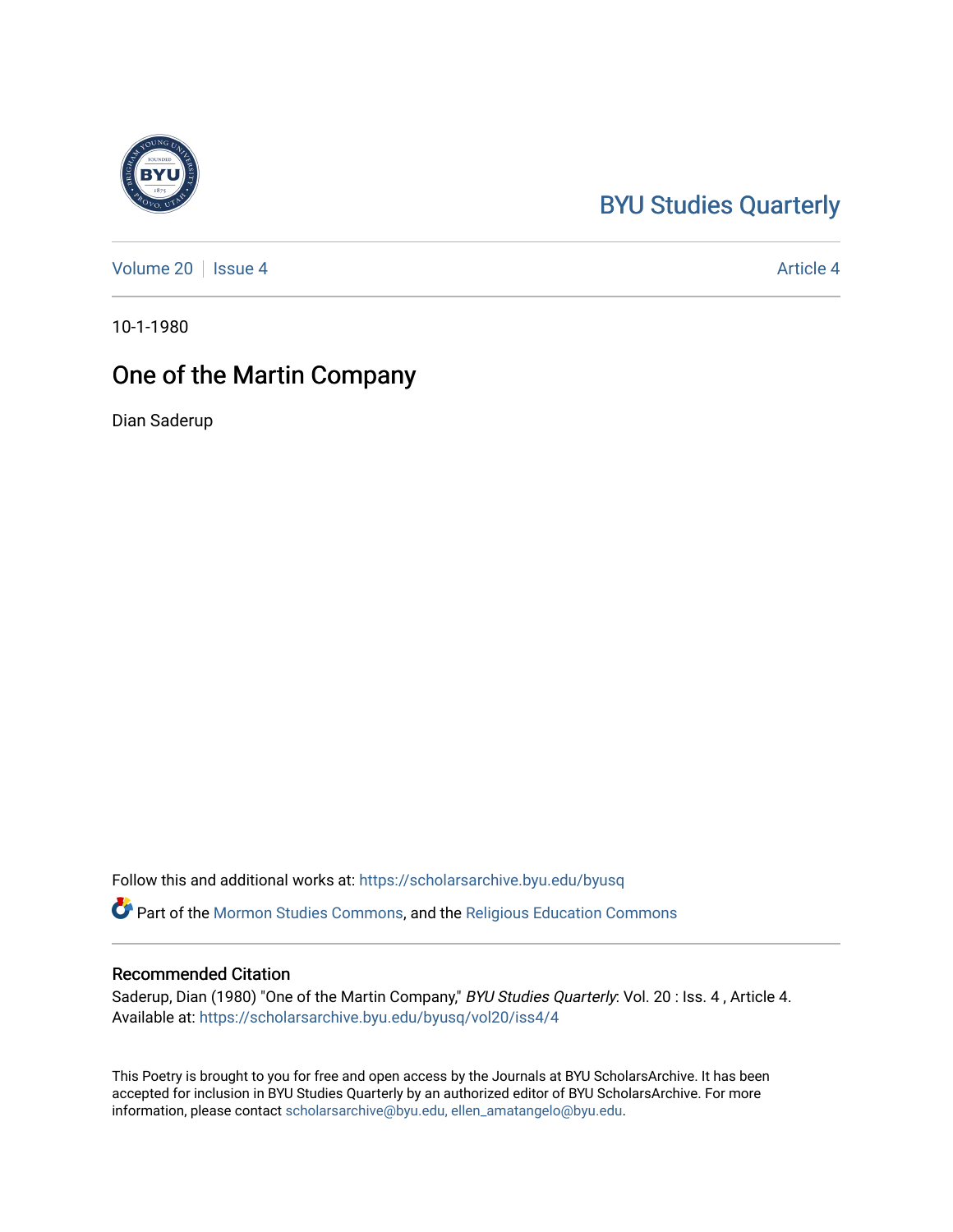BYU Studies Quarterly

Volume 20 | Issue 4 | Article 4

10-1-1980

# One of the Martin Company

Dian Saderup

Follow this and additional works at: https://scholarsarchive.byu.edu/byusq

Part of the Mormon Studies Commons, and the Religious Education Commons

## Recommended Citation

Saderup, Dian (1980) "One of the Martin Company," *BYU Studies Quarterly*: Vol. 20 : Iss. 4 , Article 4.
Available at: https://scholarsarchive.byu.edu/byusq/vol20/iss4/4

This Poetry is brought to you for free and open access by the Journals at BYU ScholarsArchive. It has been accepted for inclusion in BYU Studies Quarterly by an authorized editor of BYU ScholarsArchive. For more information, please contact scholarsarchive@byu.edu, ellen_amatangelo@byu.edu.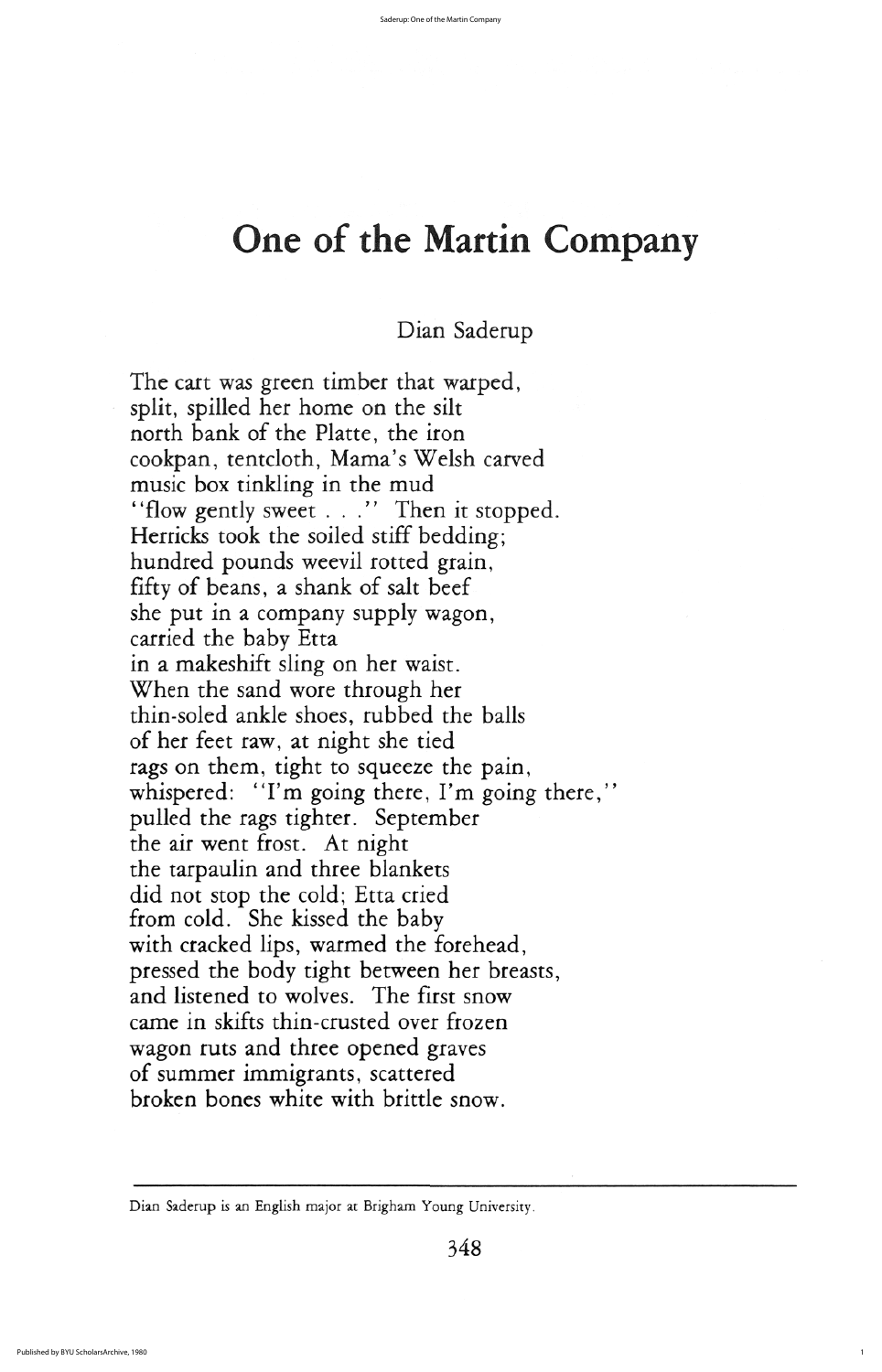# One of the Martin Company

Dian Saderup

The cart was green timber that warped,
split, spilled her home on the silt
north bank of the Platte, the iron
cookpan, tentcloth, Mama's Welsh carved
music box tinkling in the mud
"flow gently sweet . . ." Then it stopped.
Herricks took the soiled stiff bedding;
hundred pounds weevil rotted grain,
fifty of beans, a shank of salt beef
she put in a company supply wagon,
carried the baby Etta
in a makeshift sling on her waist.
When the sand wore through her
thin-soled ankle shoes, rubbed the balls
of her feet raw, at night she tied
rags on them, tight to squeeze the pain,
whispered: "I'm going there, I'm going there,"
pulled the rags tighter. September
the air went frost. At night
the tarpaulin and three blankets
did not stop the cold; Etta cried
from cold. She kissed the baby
with cracked lips, warmed the forehead,
pressed the body tight between her breasts,
and listened to wolves. The first snow
came in skifts thin-crusted over frozen
wagon ruts and three opened graves
of summer immigrants, scattered
broken bones white with brittle snow.

---

Dian Saderup is an English major at Brigham Young University.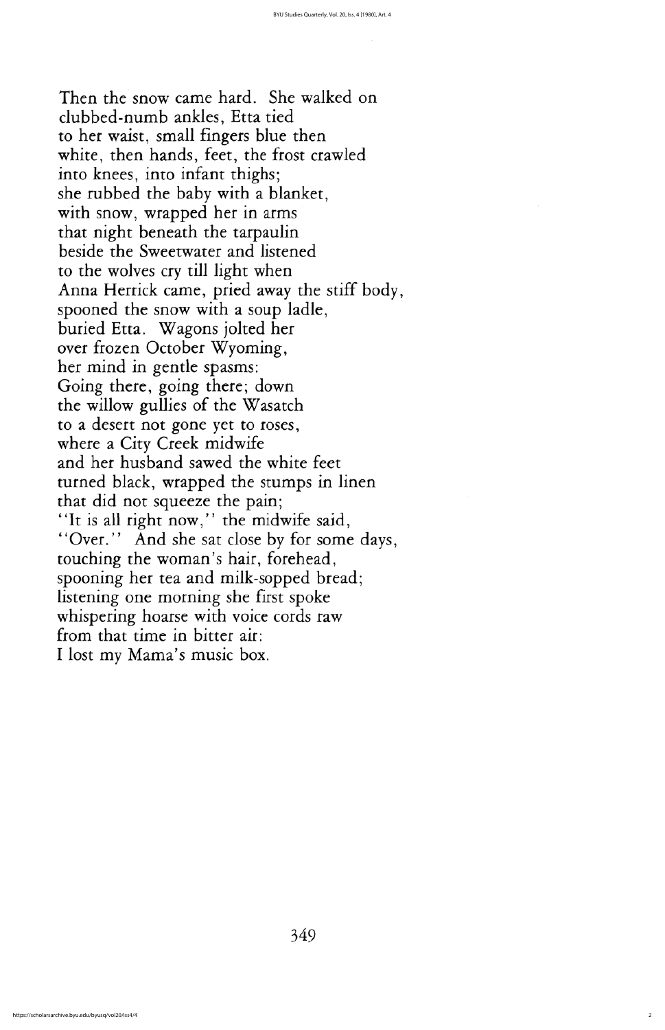Then the snow came hard. She walked on
clubbed-numb ankles, Etta tied
to her waist, small fingers blue then
white, then hands, feet, the frost crawled
into knees, into infant thighs;
she rubbed the baby with a blanket,
with snow, wrapped her in arms
that night beneath the tarpaulin
beside the Sweetwater and listened
to the wolves cry till light when
Anna Herrick came, pried away the stiff body,
spooned the snow with a soup ladle,
buried Etta. Wagons jolted her
over frozen October Wyoming,
her mind in gentle spasms:
Going there, going there; down
the willow gullies of the Wasatch
to a desert not gone yet to roses,
where a City Creek midwife
and her husband sawed the white feet
turned black, wrapped the stumps in linen
that did not squeeze the pain;
"It is all right now," the midwife said,
"Over." And she sat close by for some days,
touching the woman's hair, forehead,
spooning her tea and milk-sopped bread;
listening one morning she first spoke
whispering hoarse with voice cords raw
from that time in bitter air:
I lost my Mama's music box.